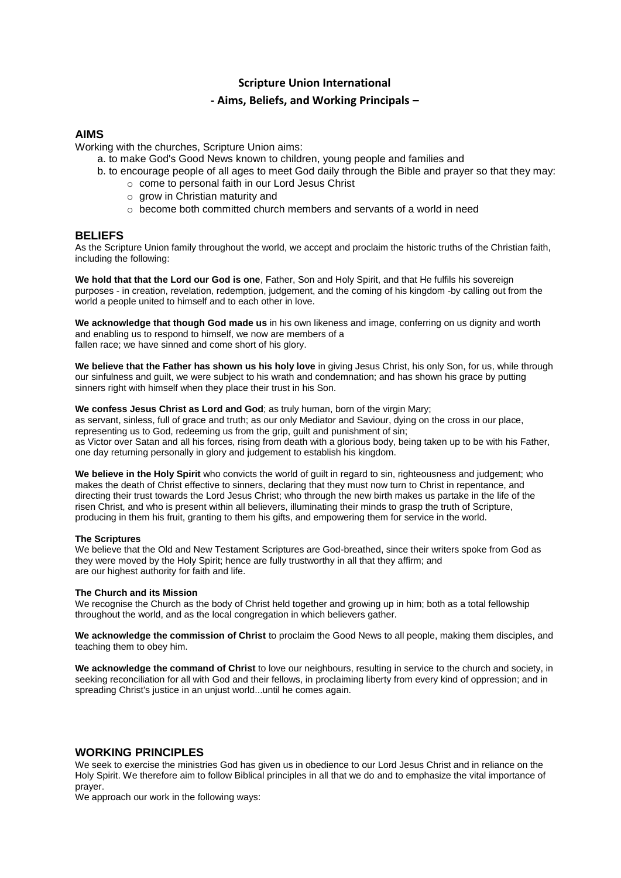**Scripture Union International**

**- Aims, Beliefs, and Working Principals –**

## AIMS

Working with the churches, Scripture Union aims:

a. to make God's Good News known to children, young people and families and
b. to encourage people of all ages to meet God daily through the Bible and prayer so that they may:
   - come to personal faith in our Lord Jesus Christ
   - grow in Christian maturity and
   - become both committed church members and servants of a world in need

## BELIEFS

As the Scripture Union family throughout the world, we accept and proclaim the historic truths of the Christian faith, including the following:

**We hold that that the Lord our God is one**, Father, Son and Holy Spirit, and that He fulfils his sovereign purposes - in creation, revelation, redemption, judgement, and the coming of his kingdom -by calling out from the world a people united to himself and to each other in love.

**We acknowledge that though God made us** in his own likeness and image, conferring on us dignity and worth and enabling us to respond to himself, we now are members of a fallen race; we have sinned and come short of his glory.

**We believe that the Father has shown us his holy love** in giving Jesus Christ, his only Son, for us, while through our sinfulness and guilt, we were subject to his wrath and condemnation; and has shown his grace by putting sinners right with himself when they place their trust in his Son.

**We confess Jesus Christ as Lord and God**; as truly human, born of the virgin Mary;
as servant, sinless, full of grace and truth; as our only Mediator and Saviour, dying on the cross in our place, representing us to God, redeeming us from the grip, guilt and punishment of sin;
as Victor over Satan and all his forces, rising from death with a glorious body, being taken up to be with his Father, one day returning personally in glory and judgement to establish his kingdom.

**We believe in the Holy Spirit** who convicts the world of guilt in regard to sin, righteousness and judgement; who makes the death of Christ effective to sinners, declaring that they must now turn to Christ in repentance, and directing their trust towards the Lord Jesus Christ; who through the new birth makes us partake in the life of the risen Christ, and who is present within all believers, illuminating their minds to grasp the truth of Scripture, producing in them his fruit, granting to them his gifts, and empowering them for service in the world.

**The Scriptures**

We believe that the Old and New Testament Scriptures are God-breathed, since their writers spoke from God as they were moved by the Holy Spirit; hence are fully trustworthy in all that they affirm; and are our highest authority for faith and life.

**The Church and its Mission**

We recognise the Church as the body of Christ held together and growing up in him; both as a total fellowship throughout the world, and as the local congregation in which believers gather.

**We acknowledge the commission of Christ** to proclaim the Good News to all people, making them disciples, and teaching them to obey him.

**We acknowledge the command of Christ** to love our neighbours, resulting in service to the church and society, in seeking reconciliation for all with God and their fellows, in proclaiming liberty from every kind of oppression; and in spreading Christ's justice in an unjust world...until he comes again.

## WORKING PRINCIPLES

We seek to exercise the ministries God has given us in obedience to our Lord Jesus Christ and in reliance on the Holy Spirit. We therefore aim to follow Biblical principles in all that we do and to emphasize the vital importance of prayer.

We approach our work in the following ways: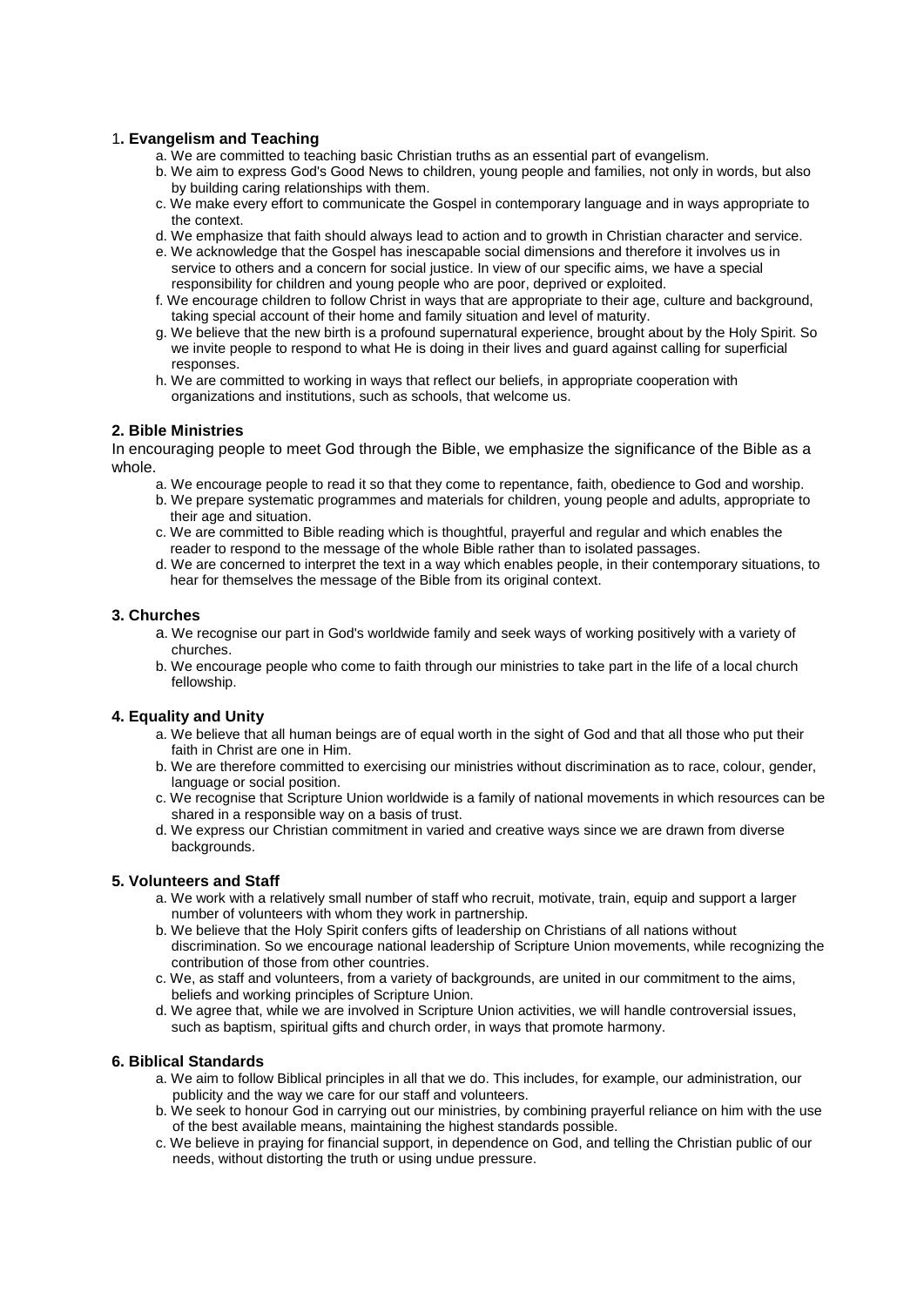### 1. Evangelism and Teaching

a. We are committed to teaching basic Christian truths as an essential part of evangelism.
b. We aim to express God's Good News to children, young people and families, not only in words, but also by building caring relationships with them.
c. We make every effort to communicate the Gospel in contemporary language and in ways appropriate to the context.
d. We emphasize that faith should always lead to action and to growth in Christian character and service.
e. We acknowledge that the Gospel has inescapable social dimensions and therefore it involves us in service to others and a concern for social justice. In view of our specific aims, we have a special responsibility for children and young people who are poor, deprived or exploited.
f. We encourage children to follow Christ in ways that are appropriate to their age, culture and background, taking special account of their home and family situation and level of maturity.
g. We believe that the new birth is a profound supernatural experience, brought about by the Holy Spirit. So we invite people to respond to what He is doing in their lives and guard against calling for superficial responses.
h. We are committed to working in ways that reflect our beliefs, in appropriate cooperation with organizations and institutions, such as schools, that welcome us.

### 2. Bible Ministries

In encouraging people to meet God through the Bible, we emphasize the significance of the Bible as a whole.

a. We encourage people to read it so that they come to repentance, faith, obedience to God and worship.
b. We prepare systematic programmes and materials for children, young people and adults, appropriate to their age and situation.
c. We are committed to Bible reading which is thoughtful, prayerful and regular and which enables the reader to respond to the message of the whole Bible rather than to isolated passages.
d. We are concerned to interpret the text in a way which enables people, in their contemporary situations, to hear for themselves the message of the Bible from its original context.

### 3. Churches

a. We recognise our part in God's worldwide family and seek ways of working positively with a variety of churches.
b. We encourage people who come to faith through our ministries to take part in the life of a local church fellowship.

### 4. Equality and Unity

a. We believe that all human beings are of equal worth in the sight of God and that all those who put their faith in Christ are one in Him.
b. We are therefore committed to exercising our ministries without discrimination as to race, colour, gender, language or social position.
c. We recognise that Scripture Union worldwide is a family of national movements in which resources can be shared in a responsible way on a basis of trust.
d. We express our Christian commitment in varied and creative ways since we are drawn from diverse backgrounds.

### 5. Volunteers and Staff

a. We work with a relatively small number of staff who recruit, motivate, train, equip and support a larger number of volunteers with whom they work in partnership.
b. We believe that the Holy Spirit confers gifts of leadership on Christians of all nations without discrimination. So we encourage national leadership of Scripture Union movements, while recognizing the contribution of those from other countries.
c. We, as staff and volunteers, from a variety of backgrounds, are united in our commitment to the aims, beliefs and working principles of Scripture Union.
d. We agree that, while we are involved in Scripture Union activities, we will handle controversial issues, such as baptism, spiritual gifts and church order, in ways that promote harmony.

### 6. Biblical Standards

a. We aim to follow Biblical principles in all that we do. This includes, for example, our administration, our publicity and the way we care for our staff and volunteers.
b. We seek to honour God in carrying out our ministries, by combining prayerful reliance on him with the use of the best available means, maintaining the highest standards possible.
c. We believe in praying for financial support, in dependence on God, and telling the Christian public of our needs, without distorting the truth or using undue pressure.